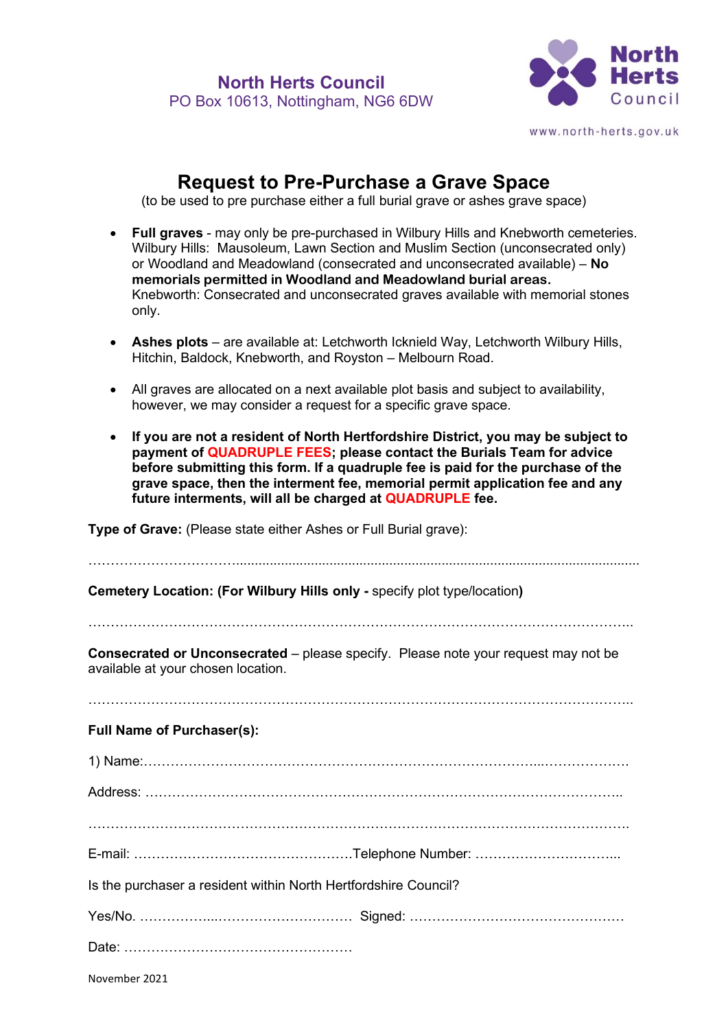**North Herts Council**
PO Box 10613, Nottingham, NG6 6DW

North Herts Council

www.north-herts.gov.uk

# Request to Pre-Purchase a Grave Space

(to be used to pre purchase either a full burial grave or ashes grave space)

- **Full graves** - may only be pre-purchased in Wilbury Hills and Knebworth cemeteries. Wilbury Hills: Mausoleum, Lawn Section and Muslim Section (unconsecrated only) or Woodland and Meadowland (consecrated and unconsecrated available) – **No memorials permitted in Woodland and Meadowland burial areas.** Knebworth: Consecrated and unconsecrated graves available with memorial stones only.
- **Ashes plots** – are available at: Letchworth Icknield Way, Letchworth Wilbury Hills, Hitchin, Baldock, Knebworth, and Royston – Melbourn Road.
- All graves are allocated on a next available plot basis and subject to availability, however, we may consider a request for a specific grave space.
- **If you are not a resident of North Hertfordshire District, you may be subject to payment of QUADRUPLE FEES; please contact the Burials Team for advice before submitting this form. If a quadruple fee is paid for the purchase of the grave space, then the interment fee, memorial permit application fee and any future interments, will all be charged at QUADRUPLE fee.**

**Type of Grave:** (Please state either Ashes or Full Burial grave):

……………………………………………………………………………………………………

**Cemetery Location: (For Wilbury Hills only -** specify plot type/location**)**

……………………………………………………………………………………………………

**Consecrated or Unconsecrated** – please specify. Please note your request may not be available at your chosen location.

……………………………………………………………………………………………………

**Full Name of Purchaser(s):**

1) Name:………………………………………………………………………………………

Address: ………………………………………………………………………………………

……………………………………………………………………………………………………

E-mail: ……………………………………………Telephone Number: …………………………...

Is the purchaser a resident within North Hertfordshire Council?

Yes/No. ………………...…………………………  Signed: …………………………………………

Date: ……………………………………………

November 2021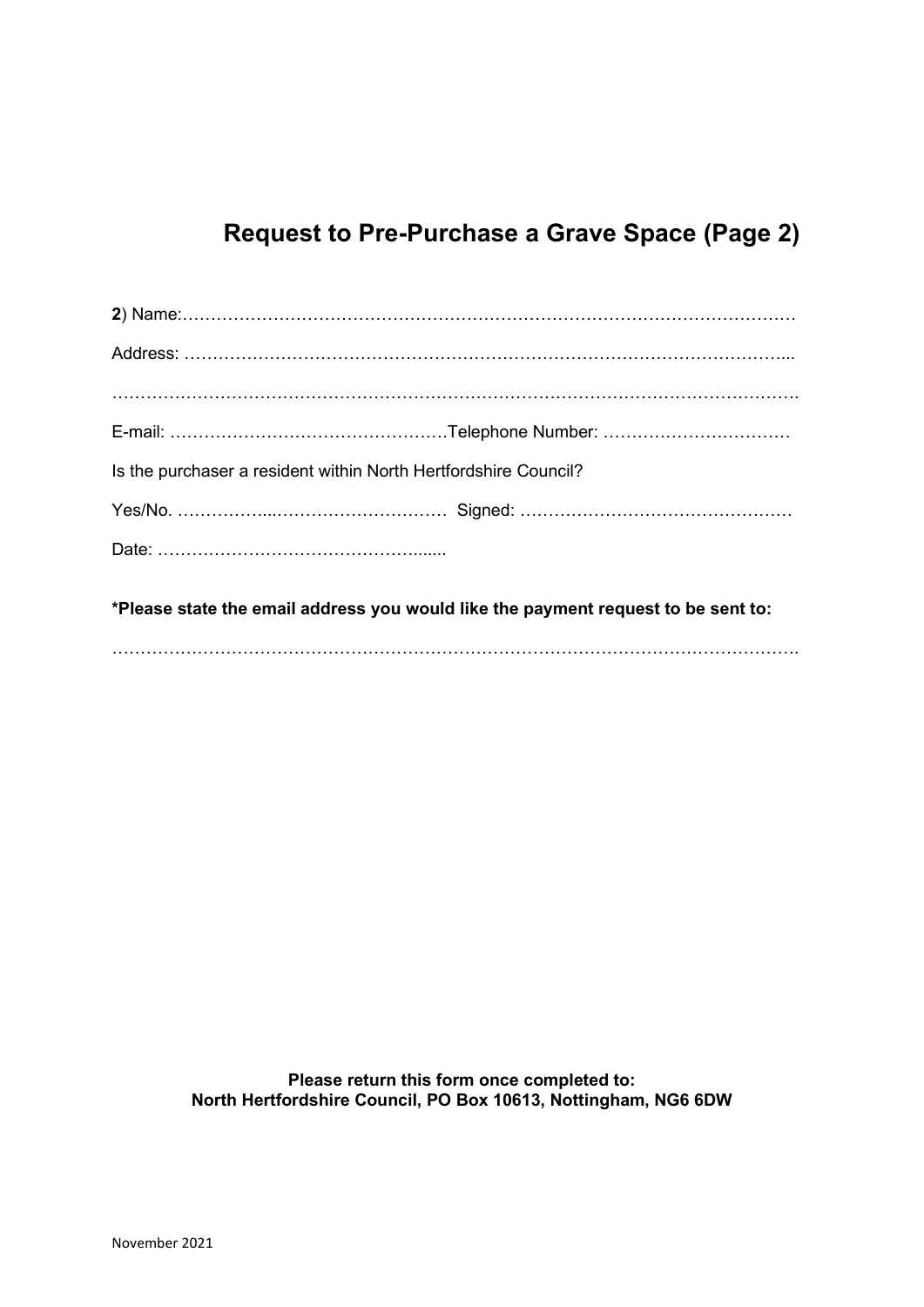# Request to Pre-Purchase a Grave Space (Page 2)

**2**) Name:………………………………………………………………………………………………

Address: ………………………………………………………………………………………...

…………………………………………………………………………………………………….

E-mail: ………………………………………….Telephone Number: ……………………………

Is the purchaser a resident within North Hertfordshire Council?

Yes/No. ……………...………………………… Signed: …………………………………………

Date: ……………………………………….......

**\*Please state the email address you would like the payment request to be sent to:**

…………………………………………………………………………………………………….

**Please return this form once completed to:**
**North Hertfordshire Council, PO Box 10613, Nottingham, NG6 6DW**

November 2021